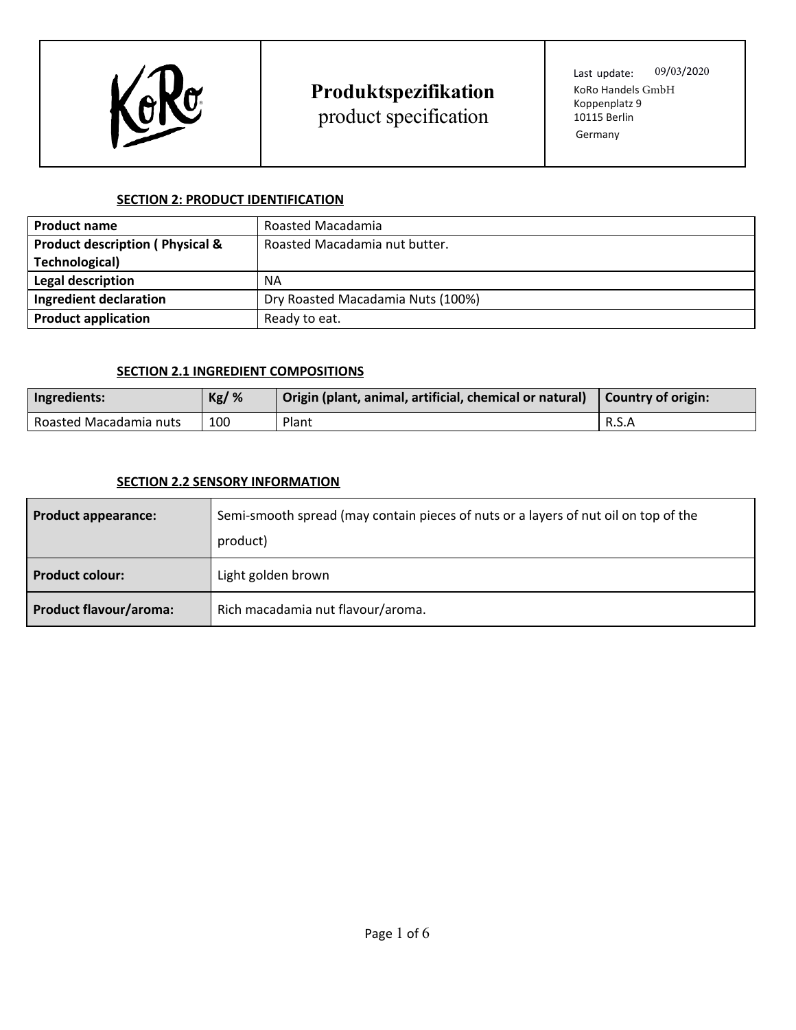| KoRo | **Produktspezifikation** product specification | Last update: 09/03/2020 KoRo Handels GmbH Koppenplatz 9 10115 Berlin Germany |
|---|---|---|

### SECTION 2: PRODUCT IDENTIFICATION

| | |
|---|---|
| **Product name** | Roasted Macadamia |
| **Product description ( Physical & Technological)** | Roasted Macadamia nut butter. |
| **Legal description** | NA |
| **Ingredient declaration** | Dry Roasted Macadamia Nuts (100%) |
| **Product application** | Ready to eat. |

### SECTION 2.1 INGREDIENT COMPOSITIONS

| Ingredients: | Kg/ % | Origin (plant, animal, artificial, chemical or natural) | Country of origin: |
|---|---|---|---|
| Roasted Macadamia nuts | 100 | Plant | R.S.A |

### SECTION 2.2 SENSORY INFORMATION

| | |
|---|---|
| **Product appearance:** | Semi-smooth spread (may contain pieces of nuts or a layers of nut oil on top of the product) |
| **Product colour:** | Light golden brown |
| **Product flavour/aroma:** | Rich macadamia nut flavour/aroma. |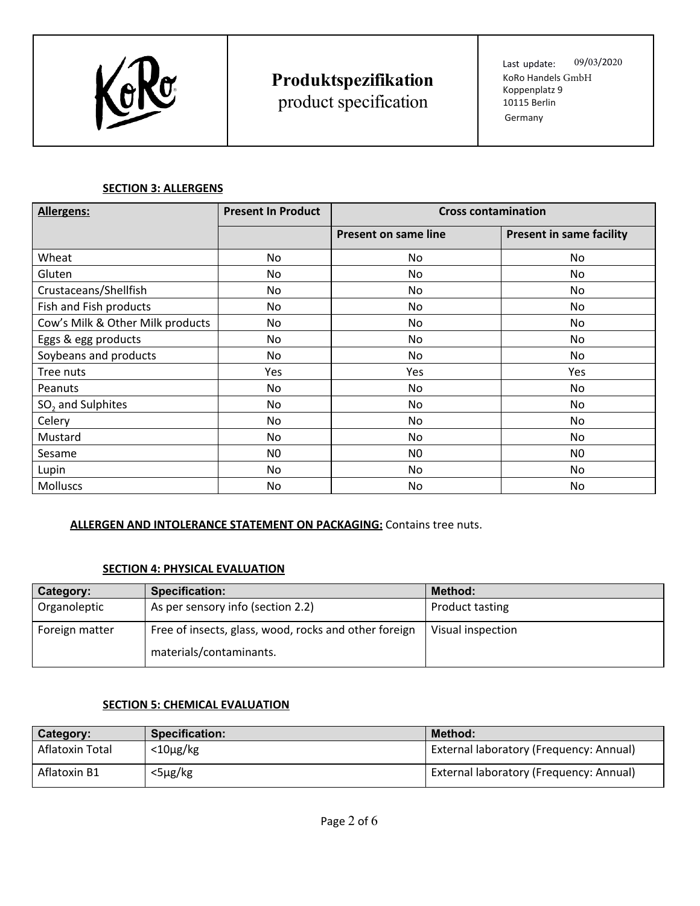| | **Produktspezifikation** product specification | Last update: 09/03/2020 KoRo Handels GmbH Koppenplatz 9 10115 Berlin Germany |
|---|---|---|

**SECTION 3: ALLERGENS**

| Allergens: | Present In Product | Cross contamination | |
|---|---|---|---|
| | | Present on same line | Present in same facility |
| Wheat | No | No | No |
| Gluten | No | No | No |
| Crustaceans/Shellfish | No | No | No |
| Fish and Fish products | No | No | No |
| Cow's Milk & Other Milk products | No | No | No |
| Eggs & egg products | No | No | No |
| Soybeans and products | No | No | No |
| Tree nuts | Yes | Yes | Yes |
| Peanuts | No | No | No |
| $SO_2$ and Sulphites | No | No | No |
| Celery | No | No | No |
| Mustard | No | No | No |
| Sesame | N0 | N0 | N0 |
| Lupin | No | No | No |
| Molluscs | No | No | No |

**ALLERGEN AND INTOLERANCE STATEMENT ON PACKAGING:** Contains tree nuts.

**SECTION 4: PHYSICAL EVALUATION**

| Category: | Specification: | Method: |
|---|---|---|
| Organoleptic | As per sensory info (section 2.2) | Product tasting |
| Foreign matter | Free of insects, glass, wood, rocks and other foreign materials/contaminants. | Visual inspection |

**SECTION 5: CHEMICAL EVALUATION**

| Category: | Specification: | Method: |
|---|---|---|
| Aflatoxin Total | <10µg/kg | External laboratory (Frequency: Annual) |
| Aflatoxin B1 | <5µg/kg | External laboratory (Frequency: Annual) |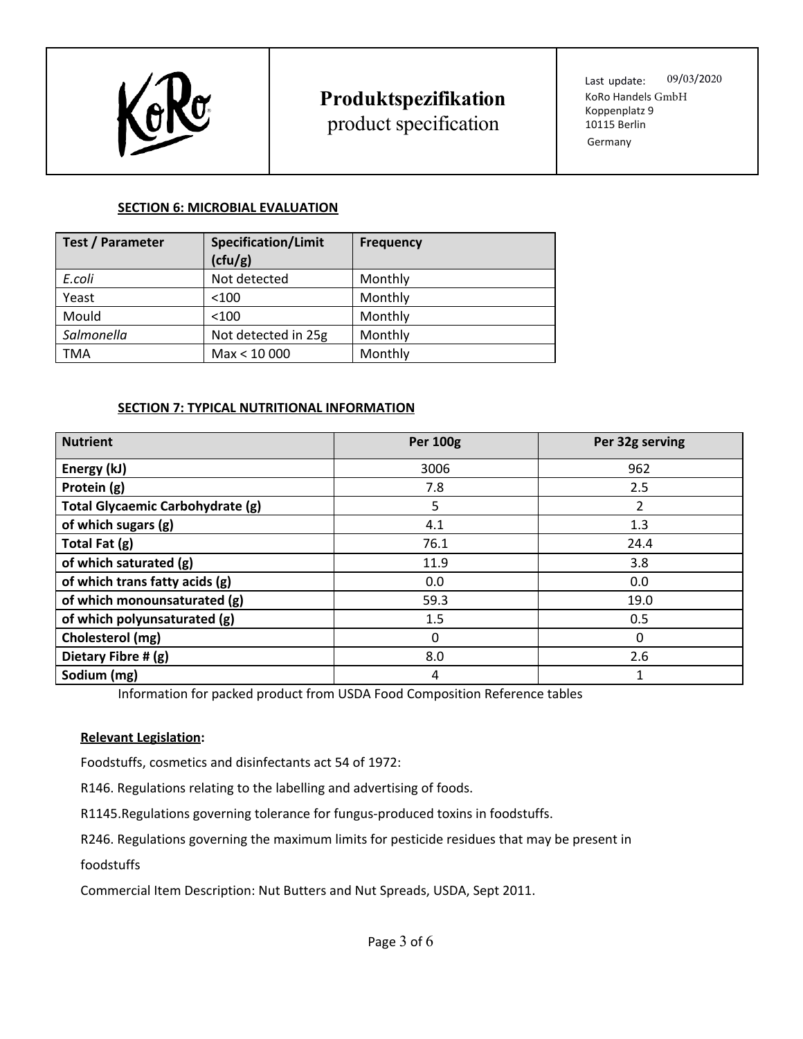**SECTION 6: MICROBIAL EVALUATION**

| Test / Parameter | Specification/Limit (cfu/g) | Frequency |
|---|---|---|
| *E.coli* | Not detected | Monthly |
| Yeast | <100 | Monthly |
| Mould | <100 | Monthly |
| *Salmonella* | Not detected in 25g | Monthly |
| TMA | Max < 10 000 | Monthly |

**SECTION 7: TYPICAL NUTRITIONAL INFORMATION**

| Nutrient | Per 100g | Per 32g serving |
|---|---|---|
| **Energy (kJ)** | 3006 | 962 |
| **Protein (g)** | 7.8 | 2.5 |
| **Total Glycaemic Carbohydrate (g)** | 5 | 2 |
| **of which sugars (g)** | 4.1 | 1.3 |
| **Total Fat (g)** | 76.1 | 24.4 |
| **of which saturated (g)** | 11.9 | 3.8 |
| **of which trans fatty acids (g)** | 0.0 | 0.0 |
| **of which monounsaturated (g)** | 59.3 | 19.0 |
| **of which polyunsaturated (g)** | 1.5 | 0.5 |
| **Cholesterol (mg)** | 0 | 0 |
| **Dietary Fibre # (g)** | 8.0 | 2.6 |
| **Sodium (mg)** | 4 | 1 |

Information for packed product from USDA Food Composition Reference tables

**Relevant Legislation:**

Foodstuffs, cosmetics and disinfectants act 54 of 1972:

R146. Regulations relating to the labelling and advertising of foods.

R1145.Regulations governing tolerance for fungus-produced toxins in foodstuffs.

R246. Regulations governing the maximum limits for pesticide residues that may be present in foodstuffs

Commercial Item Description: Nut Butters and Nut Spreads, USDA, Sept 2011.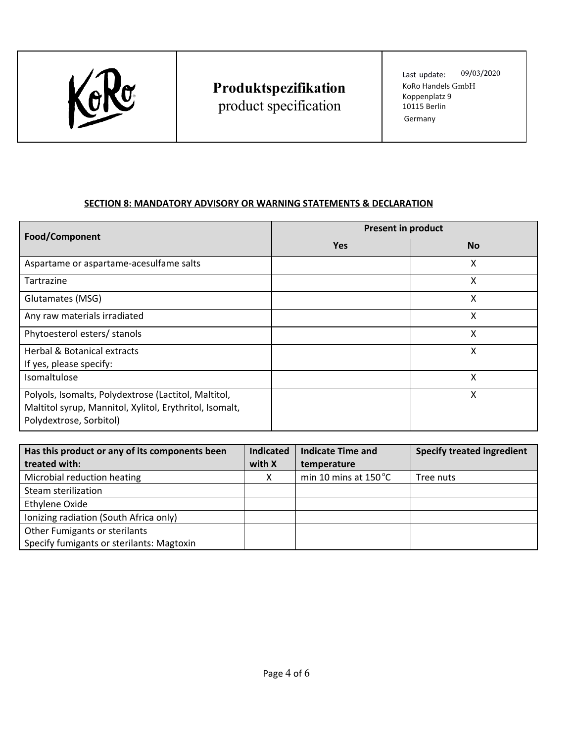| | **Produktspezifikation** product specification | Last update: 09/03/2020 KoRo Handels GmbH Koppenplatz 9 10115 Berlin Germany |
|---|---|---|

**SECTION 8: MANDATORY ADVISORY OR WARNING STATEMENTS & DECLARATION**

| Food/Component | Present in product | |
|---|---|---|
| | **Yes** | **No** |
| Aspartame or aspartame-acesulfame salts | | X |
| Tartrazine | | X |
| Glutamates (MSG) | | X |
| Any raw materials irradiated | | X |
| Phytoesterol esters/ stanols | | X |
| Herbal & Botanical extracts<br>If yes, please specify: | | X |
| Isomaltulose | | X |
| Polyols, Isomalts, Polydextrose (Lactitol, Maltitol, Maltitol syrup, Mannitol, Xylitol, Erythritol, Isomalt, Polydextrose, Sorbitol) | | X |

| Has this product or any of its components been treated with: | Indicated with X | Indicate Time and temperature | Specify treated ingredient |
|---|---|---|---|
| Microbial reduction heating | X | min 10 mins at 150 °C | Tree nuts |
| Steam sterilization | | | |
| Ethylene Oxide | | | |
| Ionizing radiation (South Africa only) | | | |
| Other Fumigants or sterilants<br>Specify fumigants or sterilants: Magtoxin | | | |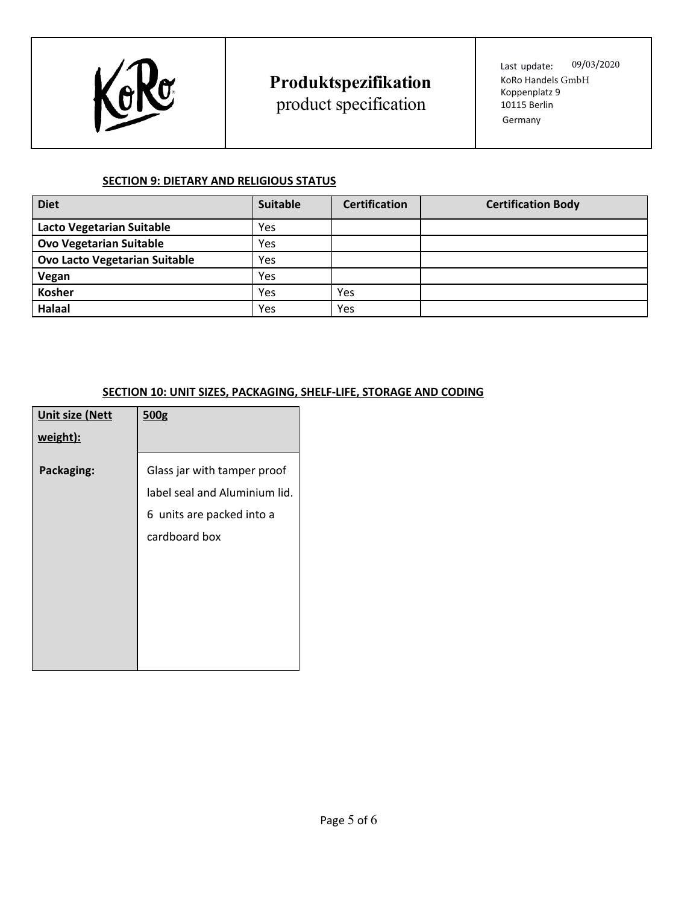| | **Produktspezifikation** product specification | Last update: 09/03/2020 KoRo Handels GmbH Koppenplatz 9 10115 Berlin Germany |
|---|---|---|

**SECTION 9: DIETARY AND RELIGIOUS STATUS**

| Diet | Suitable | Certification | Certification Body |
|---|---|---|---|
| **Lacto Vegetarian Suitable** | Yes | | |
| **Ovo Vegetarian Suitable** | Yes | | |
| **Ovo Lacto Vegetarian Suitable** | Yes | | |
| **Vegan** | Yes | | |
| **Kosher** | Yes | Yes | |
| **Halaal** | Yes | Yes | |

**SECTION 10: UNIT SIZES, PACKAGING, SHELF-LIFE, STORAGE AND CODING**

| Unit size (Nett weight): | 500g |
|---|---|
| **Packaging:** | Glass jar with tamper proof label seal and Aluminium lid. 6 units are packed into a cardboard box |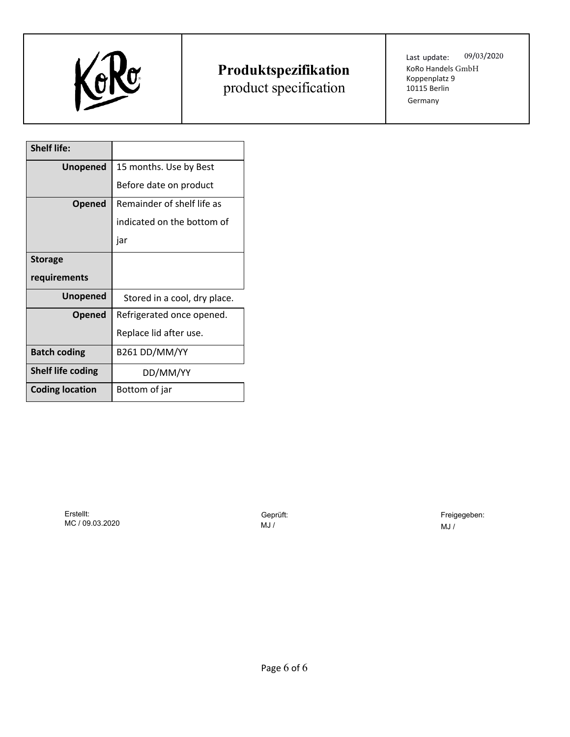| | |
|---|---|
| **Shelf life:** | |
| **Unopened** | 15 months. Use by Best Before date on product |
| **Opened** | Remainder of shelf life as indicated on the bottom of jar |
| **Storage requirements** | |
| **Unopened** | Stored in a cool, dry place. |
| **Opened** | Refrigerated once opened. Replace lid after use. |
| **Batch coding** | B261 DD/MM/YY |
| **Shelf life coding** | DD/MM/YY |
| **Coding location** | Bottom of jar |

Erstellt:
MC / 09.03.2020

Geprüft:
MJ /

Freigegeben:
MJ /